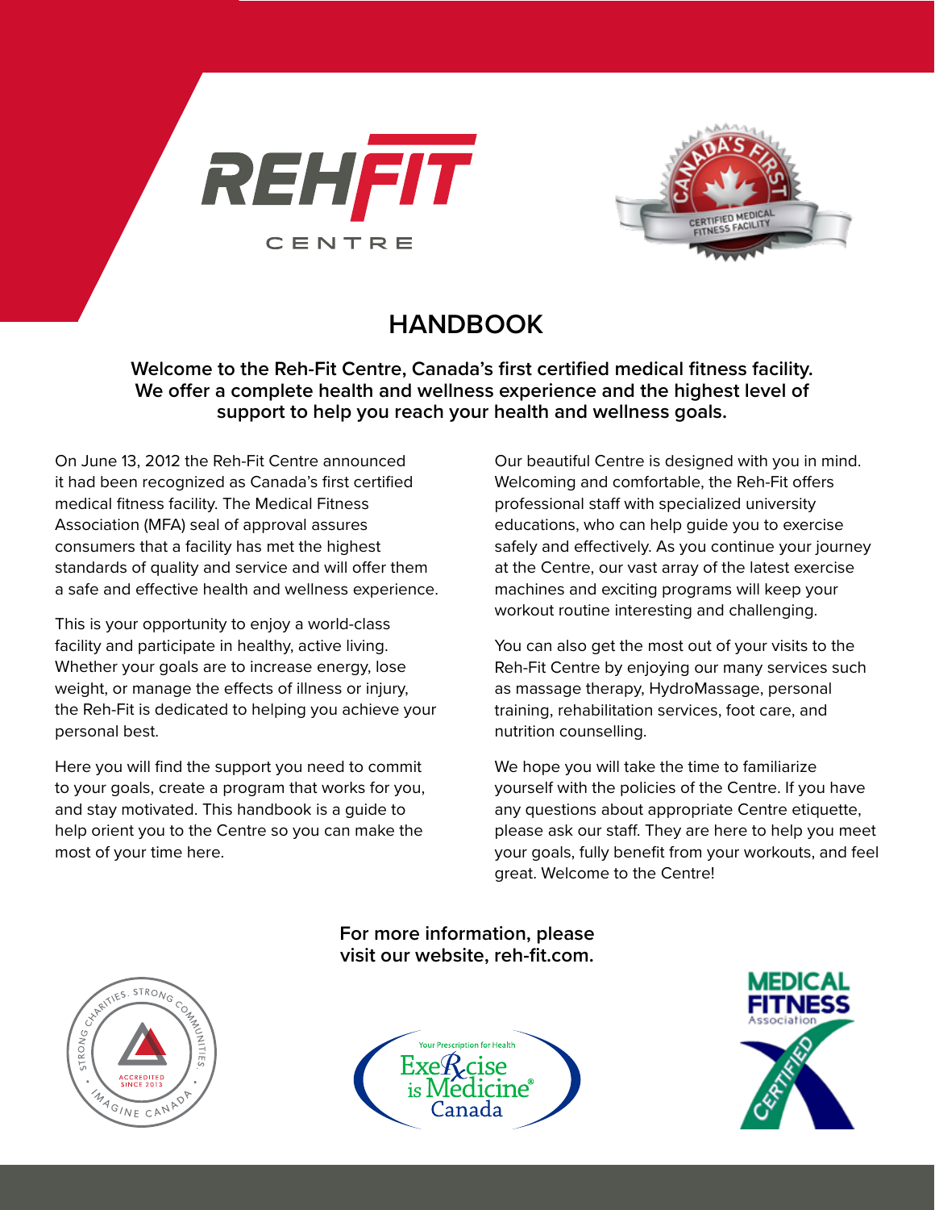# HANDBOOK

**Welcome to the Reh-Fit Centre, Canada's first certified medical fitness facility. We offer a complete health and wellness experience and the highest level of support to help you reach your health and wellness goals.**

On June 13, 2012 the Reh-Fit Centre announced it had been recognized as Canada's first certified medical fitness facility. The Medical Fitness Association (MFA) seal of approval assures consumers that a facility has met the highest standards of quality and service and will offer them a safe and effective health and wellness experience.

This is your opportunity to enjoy a world-class facility and participate in healthy, active living. Whether your goals are to increase energy, lose weight, or manage the effects of illness or injury, the Reh-Fit is dedicated to helping you achieve your personal best.

Here you will find the support you need to commit to your goals, create a program that works for you, and stay motivated. This handbook is a guide to help orient you to the Centre so you can make the most of your time here.

Our beautiful Centre is designed with you in mind. Welcoming and comfortable, the Reh-Fit offers professional staff with specialized university educations, who can help guide you to exercise safely and effectively. As you continue your journey at the Centre, our vast array of the latest exercise machines and exciting programs will keep your workout routine interesting and challenging.

You can also get the most out of your visits to the Reh-Fit Centre by enjoying our many services such as massage therapy, HydroMassage, personal training, rehabilitation services, foot care, and nutrition counselling.

We hope you will take the time to familiarize yourself with the policies of the Centre. If you have any questions about appropriate Centre etiquette, please ask our staff. They are here to help you meet your goals, fully benefit from your workouts, and feel great. Welcome to the Centre!

**For more information, please visit our website, reh-fit.com.**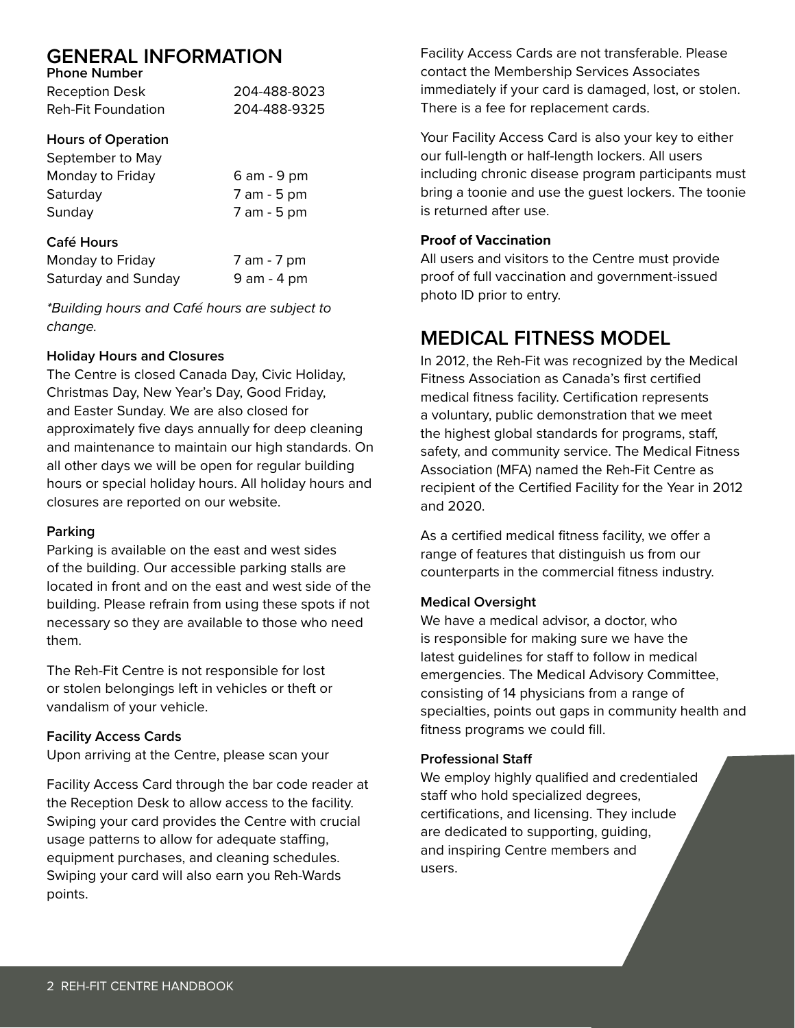# GENERAL INFORMATION

**Phone Number**

| | |
|---|---|
| Reception Desk | 204-488-8023 |
| Reh-Fit Foundation | 204-488-9325 |

**Hours of Operation**

| | |
|---|---|
| September to May | |
| Monday to Friday | 6 am - 9 pm |
| Saturday | 7 am - 5 pm |
| Sunday | 7 am - 5 pm |

**Café Hours**

| | |
|---|---|
| Monday to Friday | 7 am - 7 pm |
| Saturday and Sunday | 9 am - 4 pm |

*\*Building hours and Café hours are subject to change.*

**Holiday Hours and Closures**

The Centre is closed Canada Day, Civic Holiday, Christmas Day, New Year's Day, Good Friday, and Easter Sunday. We are also closed for approximately five days annually for deep cleaning and maintenance to maintain our high standards. On all other days we will be open for regular building hours or special holiday hours. All holiday hours and closures are reported on our website.

**Parking**

Parking is available on the east and west sides of the building. Our accessible parking stalls are located in front and on the east and west side of the building. Please refrain from using these spots if not necessary so they are available to those who need them.

The Reh-Fit Centre is not responsible for lost or stolen belongings left in vehicles or theft or vandalism of your vehicle.

**Facility Access Cards**

Upon arriving at the Centre, please scan your

Facility Access Card through the bar code reader at the Reception Desk to allow access to the facility. Swiping your card provides the Centre with crucial usage patterns to allow for adequate staffing, equipment purchases, and cleaning schedules. Swiping your card will also earn you Reh-Wards points.

Facility Access Cards are not transferable. Please contact the Membership Services Associates immediately if your card is damaged, lost, or stolen. There is a fee for replacement cards.

Your Facility Access Card is also your key to either our full-length or half-length lockers. All users including chronic disease program participants must bring a toonie and use the guest lockers. The toonie is returned after use.

**Proof of Vaccination**

All users and visitors to the Centre must provide proof of full vaccination and government-issued photo ID prior to entry.

# MEDICAL FITNESS MODEL

In 2012, the Reh-Fit was recognized by the Medical Fitness Association as Canada's first certified medical fitness facility. Certification represents a voluntary, public demonstration that we meet the highest global standards for programs, staff, safety, and community service. The Medical Fitness Association (MFA) named the Reh-Fit Centre as recipient of the Certified Facility for the Year in 2012 and 2020.

As a certified medical fitness facility, we offer a range of features that distinguish us from our counterparts in the commercial fitness industry.

**Medical Oversight**

We have a medical advisor, a doctor, who is responsible for making sure we have the latest guidelines for staff to follow in medical emergencies. The Medical Advisory Committee, consisting of 14 physicians from a range of specialties, points out gaps in community health and fitness programs we could fill.

**Professional Staff**

We employ highly qualified and credentialed staff who hold specialized degrees, certifications, and licensing. They include are dedicated to supporting, guiding, and inspiring Centre members and users.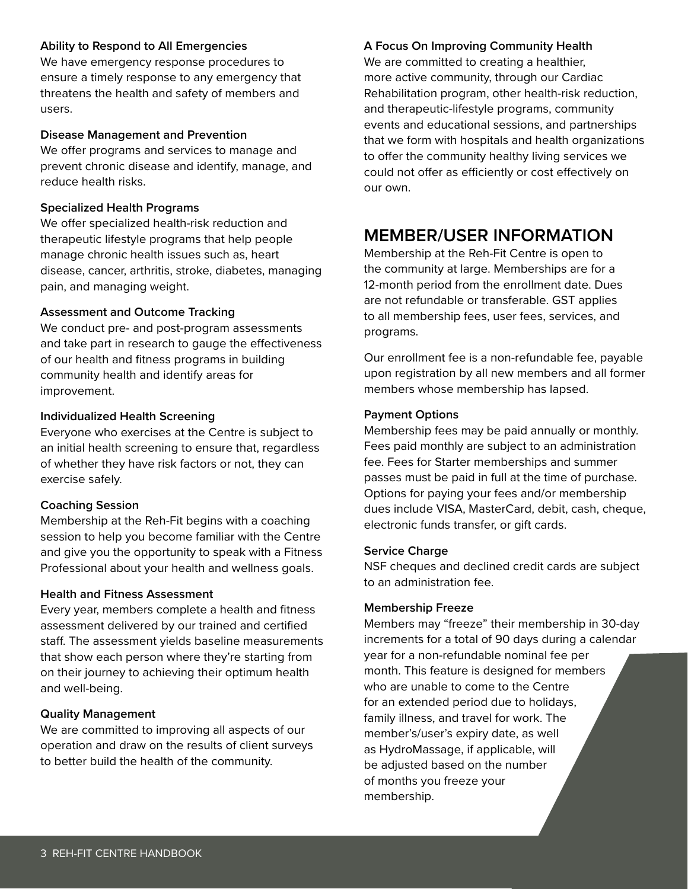### Ability to Respond to All Emergencies

We have emergency response procedures to ensure a timely response to any emergency that threatens the health and safety of members and users.

### Disease Management and Prevention

We offer programs and services to manage and prevent chronic disease and identify, manage, and reduce health risks.

### Specialized Health Programs

We offer specialized health-risk reduction and therapeutic lifestyle programs that help people manage chronic health issues such as, heart disease, cancer, arthritis, stroke, diabetes, managing pain, and managing weight.

### Assessment and Outcome Tracking

We conduct pre- and post-program assessments and take part in research to gauge the effectiveness of our health and fitness programs in building community health and identify areas for improvement.

### Individualized Health Screening

Everyone who exercises at the Centre is subject to an initial health screening to ensure that, regardless of whether they have risk factors or not, they can exercise safely.

### Coaching Session

Membership at the Reh-Fit begins with a coaching session to help you become familiar with the Centre and give you the opportunity to speak with a Fitness Professional about your health and wellness goals.

### Health and Fitness Assessment

Every year, members complete a health and fitness assessment delivered by our trained and certified staff. The assessment yields baseline measurements that show each person where they're starting from on their journey to achieving their optimum health and well-being.

### Quality Management

We are committed to improving all aspects of our operation and draw on the results of client surveys to better build the health of the community.

### A Focus On Improving Community Health

We are committed to creating a healthier, more active community, through our Cardiac Rehabilitation program, other health-risk reduction, and therapeutic-lifestyle programs, community events and educational sessions, and partnerships that we form with hospitals and health organizations to offer the community healthy living services we could not offer as efficiently or cost effectively on our own.

## MEMBER/USER INFORMATION

Membership at the Reh-Fit Centre is open to the community at large. Memberships are for a 12-month period from the enrollment date. Dues are not refundable or transferable. GST applies to all membership fees, user fees, services, and programs.

Our enrollment fee is a non-refundable fee, payable upon registration by all new members and all former members whose membership has lapsed.

### Payment Options

Membership fees may be paid annually or monthly. Fees paid monthly are subject to an administration fee. Fees for Starter memberships and summer passes must be paid in full at the time of purchase. Options for paying your fees and/or membership dues include VISA, MasterCard, debit, cash, cheque, electronic funds transfer, or gift cards.

### Service Charge

NSF cheques and declined credit cards are subject to an administration fee.

### Membership Freeze

Members may "freeze" their membership in 30-day increments for a total of 90 days during a calendar year for a non-refundable nominal fee per month. This feature is designed for members who are unable to come to the Centre for an extended period due to holidays, family illness, and travel for work. The member's/user's expiry date, as well as HydroMassage, if applicable, will be adjusted based on the number of months you freeze your membership.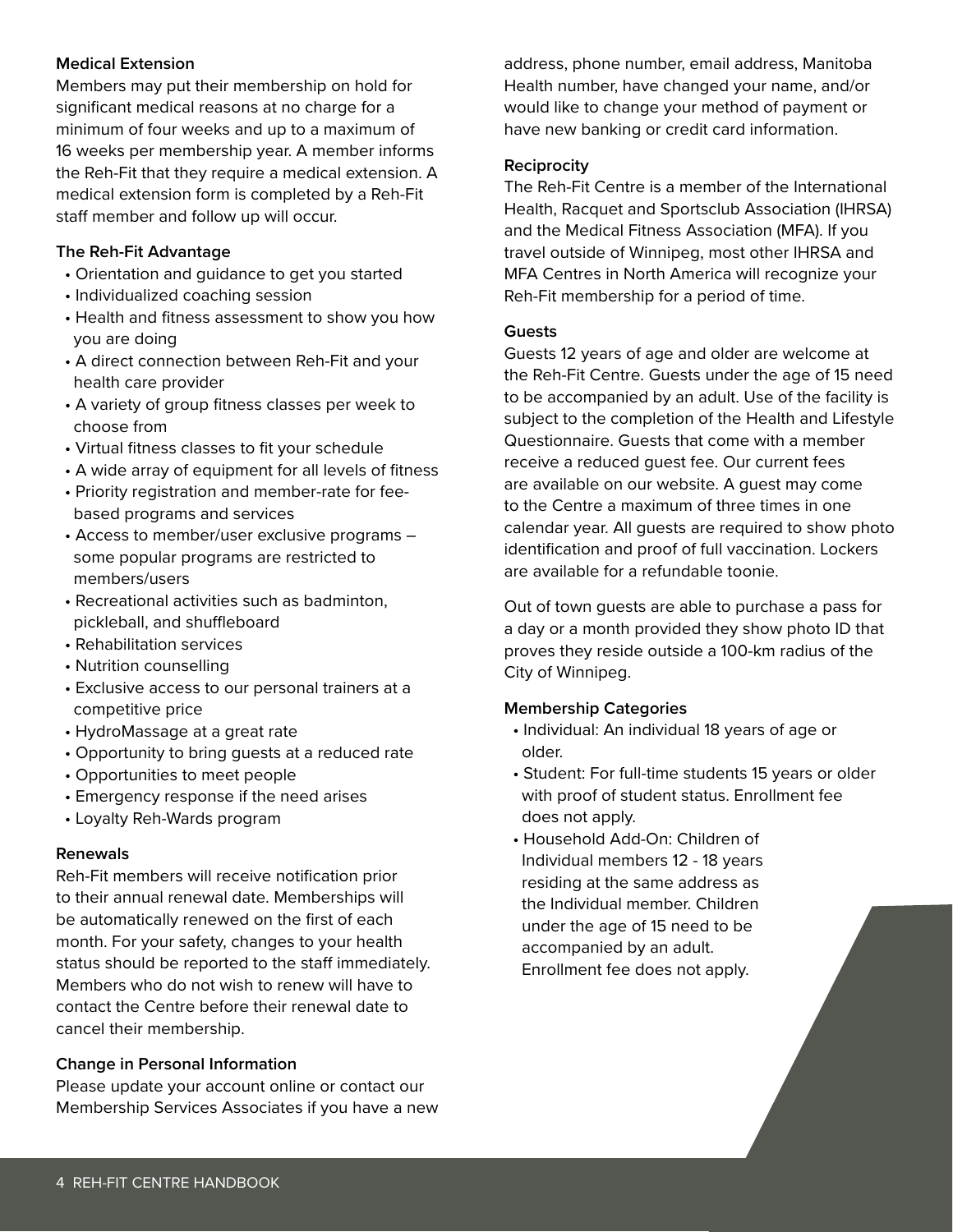### Medical Extension

Members may put their membership on hold for significant medical reasons at no charge for a minimum of four weeks and up to a maximum of 16 weeks per membership year. A member informs the Reh-Fit that they require a medical extension. A medical extension form is completed by a Reh-Fit staff member and follow up will occur.

### The Reh-Fit Advantage

- Orientation and guidance to get you started
- Individualized coaching session
- Health and fitness assessment to show you how you are doing
- A direct connection between Reh-Fit and your health care provider
- A variety of group fitness classes per week to choose from
- Virtual fitness classes to fit your schedule
- A wide array of equipment for all levels of fitness
- Priority registration and member-rate for fee-based programs and services
- Access to member/user exclusive programs – some popular programs are restricted to members/users
- Recreational activities such as badminton, pickleball, and shuffleboard
- Rehabilitation services
- Nutrition counselling
- Exclusive access to our personal trainers at a competitive price
- HydroMassage at a great rate
- Opportunity to bring guests at a reduced rate
- Opportunities to meet people
- Emergency response if the need arises
- Loyalty Reh-Wards program

### Renewals

Reh-Fit members will receive notification prior to their annual renewal date. Memberships will be automatically renewed on the first of each month. For your safety, changes to your health status should be reported to the staff immediately. Members who do not wish to renew will have to contact the Centre before their renewal date to cancel their membership.

### Change in Personal Information

Please update your account online or contact our Membership Services Associates if you have a new address, phone number, email address, Manitoba Health number, have changed your name, and/or would like to change your method of payment or have new banking or credit card information.

### Reciprocity

The Reh-Fit Centre is a member of the International Health, Racquet and Sportsclub Association (IHRSA) and the Medical Fitness Association (MFA). If you travel outside of Winnipeg, most other IHRSA and MFA Centres in North America will recognize your Reh-Fit membership for a period of time.

### Guests

Guests 12 years of age and older are welcome at the Reh-Fit Centre. Guests under the age of 15 need to be accompanied by an adult. Use of the facility is subject to the completion of the Health and Lifestyle Questionnaire. Guests that come with a member receive a reduced guest fee. Our current fees are available on our website. A guest may come to the Centre a maximum of three times in one calendar year. All guests are required to show photo identification and proof of full vaccination. Lockers are available for a refundable toonie.

Out of town guests are able to purchase a pass for a day or a month provided they show photo ID that proves they reside outside a 100-km radius of the City of Winnipeg.

### Membership Categories

- Individual: An individual 18 years of age or older.
- Student: For full-time students 15 years or older with proof of student status. Enrollment fee does not apply.
- Household Add-On: Children of Individual members 12 - 18 years residing at the same address as the Individual member. Children under the age of 15 need to be accompanied by an adult. Enrollment fee does not apply.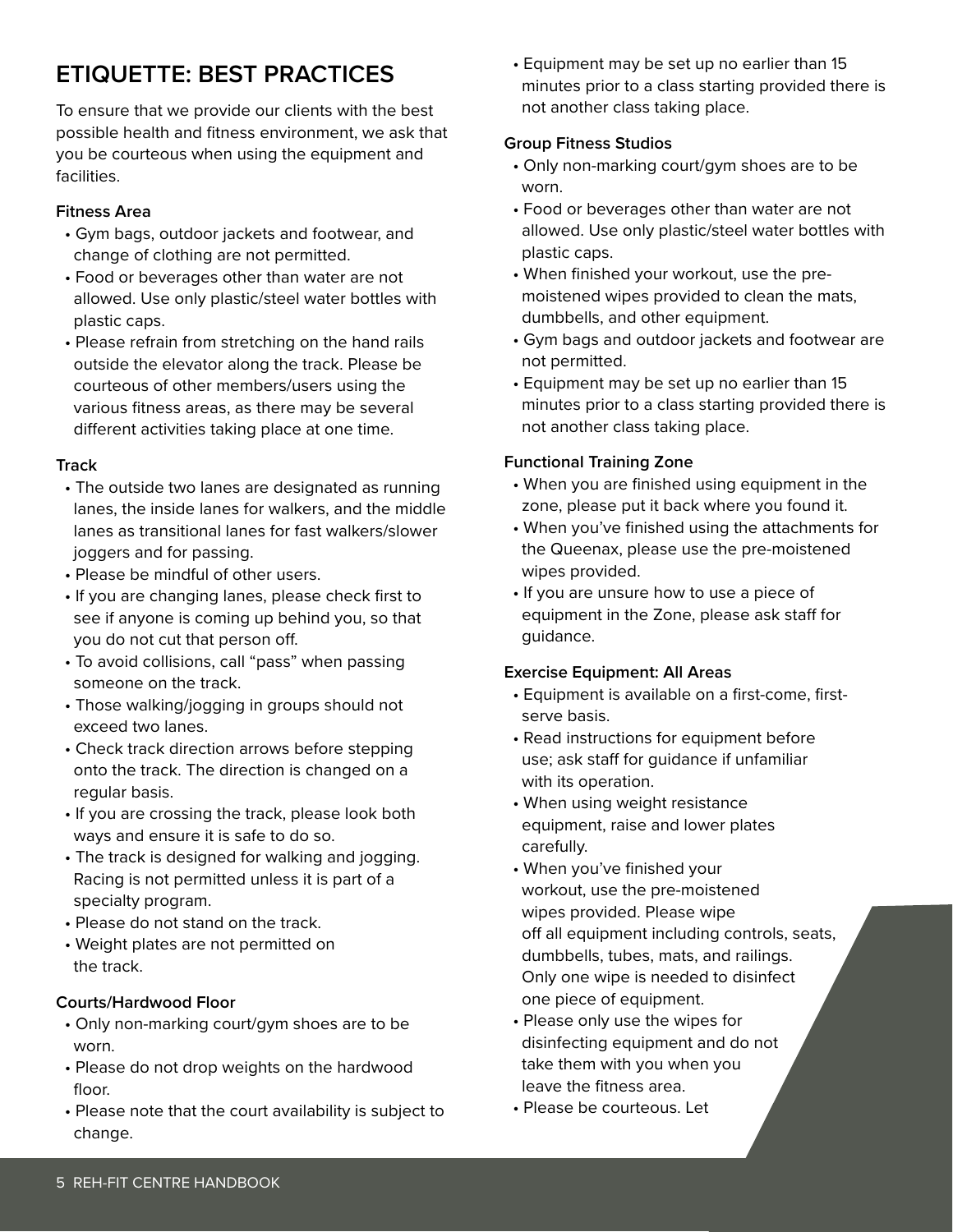## ETIQUETTE: BEST PRACTICES

To ensure that we provide our clients with the best possible health and fitness environment, we ask that you be courteous when using the equipment and facilities.

### Fitness Area

- Gym bags, outdoor jackets and footwear, and change of clothing are not permitted.
- Food or beverages other than water are not allowed. Use only plastic/steel water bottles with plastic caps.
- Please refrain from stretching on the hand rails outside the elevator along the track. Please be courteous of other members/users using the various fitness areas, as there may be several different activities taking place at one time.

### Track

- The outside two lanes are designated as running lanes, the inside lanes for walkers, and the middle lanes as transitional lanes for fast walkers/slower joggers and for passing.
- Please be mindful of other users.
- If you are changing lanes, please check first to see if anyone is coming up behind you, so that you do not cut that person off.
- To avoid collisions, call "pass" when passing someone on the track.
- Those walking/jogging in groups should not exceed two lanes.
- Check track direction arrows before stepping onto the track. The direction is changed on a regular basis.
- If you are crossing the track, please look both ways and ensure it is safe to do so.
- The track is designed for walking and jogging. Racing is not permitted unless it is part of a specialty program.
- Please do not stand on the track.
- Weight plates are not permitted on the track.

### Courts/Hardwood Floor

- Only non-marking court/gym shoes are to be worn.
- Please do not drop weights on the hardwood floor.
- Please note that the court availability is subject to change.
- Equipment may be set up no earlier than 15 minutes prior to a class starting provided there is not another class taking place.

### Group Fitness Studios

- Only non-marking court/gym shoes are to be worn.
- Food or beverages other than water are not allowed. Use only plastic/steel water bottles with plastic caps.
- When finished your workout, use the pre-moistened wipes provided to clean the mats, dumbbells, and other equipment.
- Gym bags and outdoor jackets and footwear are not permitted.
- Equipment may be set up no earlier than 15 minutes prior to a class starting provided there is not another class taking place.

### Functional Training Zone

- When you are finished using equipment in the zone, please put it back where you found it.
- When you've finished using the attachments for the Queenax, please use the pre-moistened wipes provided.
- If you are unsure how to use a piece of equipment in the Zone, please ask staff for guidance.

### Exercise Equipment: All Areas

- Equipment is available on a first-come, first-serve basis.
- Read instructions for equipment before use; ask staff for guidance if unfamiliar with its operation.
- When using weight resistance equipment, raise and lower plates carefully.
- When you've finished your workout, use the pre-moistened wipes provided. Please wipe off all equipment including controls, seats, dumbbells, tubes, mats, and railings. Only one wipe is needed to disinfect one piece of equipment.
- Please only use the wipes for disinfecting equipment and do not take them with you when you leave the fitness area.
- Please be courteous. Let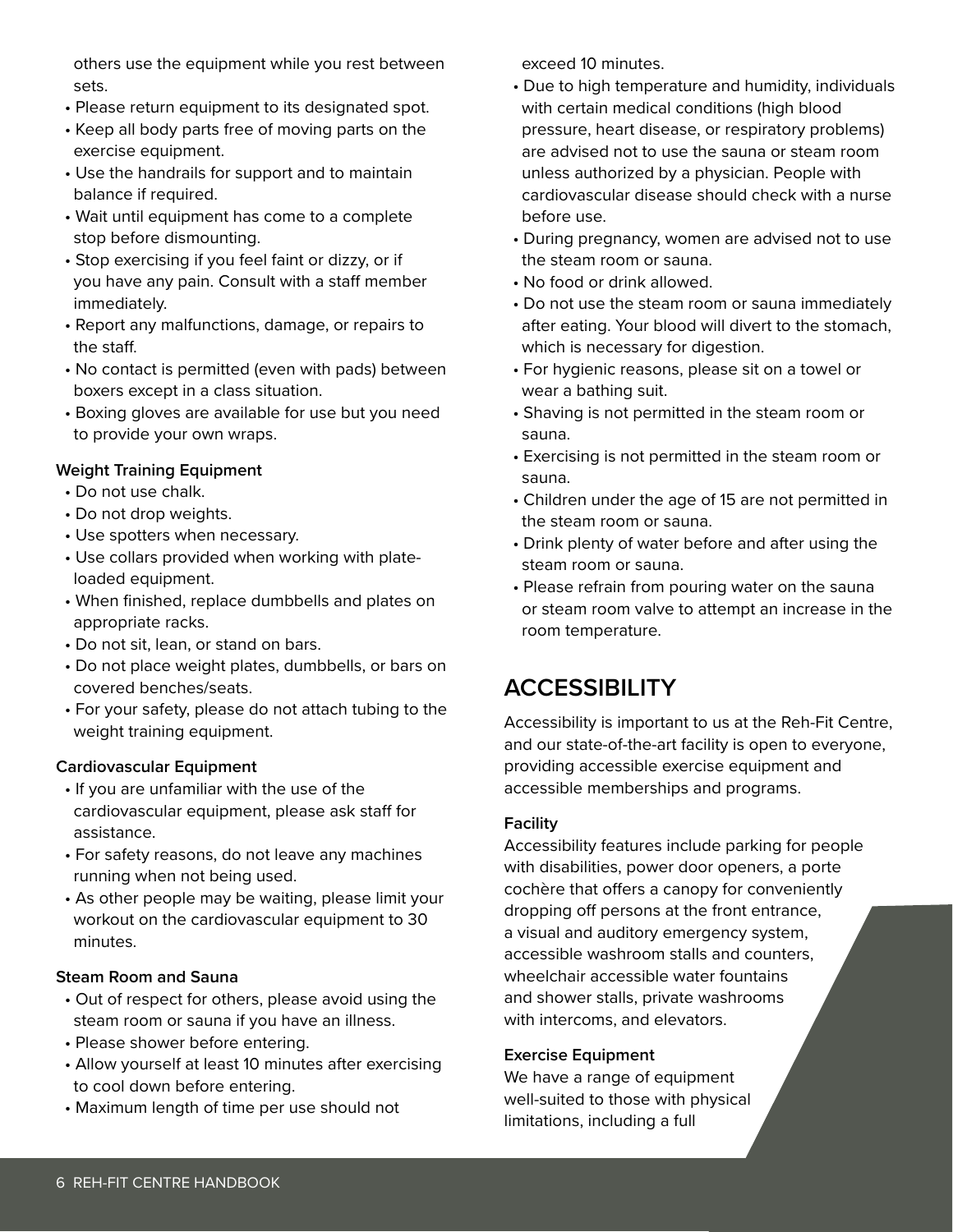others use the equipment while you rest between sets.

- Please return equipment to its designated spot.
- Keep all body parts free of moving parts on the exercise equipment.
- Use the handrails for support and to maintain balance if required.
- Wait until equipment has come to a complete stop before dismounting.
- Stop exercising if you feel faint or dizzy, or if you have any pain. Consult with a staff member immediately.
- Report any malfunctions, damage, or repairs to the staff.
- No contact is permitted (even with pads) between boxers except in a class situation.
- Boxing gloves are available for use but you need to provide your own wraps.

**Weight Training Equipment**

- Do not use chalk.
- Do not drop weights.
- Use spotters when necessary.
- Use collars provided when working with plate-loaded equipment.
- When finished, replace dumbbells and plates on appropriate racks.
- Do not sit, lean, or stand on bars.
- Do not place weight plates, dumbbells, or bars on covered benches/seats.
- For your safety, please do not attach tubing to the weight training equipment.

**Cardiovascular Equipment**

- If you are unfamiliar with the use of the cardiovascular equipment, please ask staff for assistance.
- For safety reasons, do not leave any machines running when not being used.
- As other people may be waiting, please limit your workout on the cardiovascular equipment to 30 minutes.

**Steam Room and Sauna**

- Out of respect for others, please avoid using the steam room or sauna if you have an illness.
- Please shower before entering.
- Allow yourself at least 10 minutes after exercising to cool down before entering.
- Maximum length of time per use should not exceed 10 minutes.
- Due to high temperature and humidity, individuals with certain medical conditions (high blood pressure, heart disease, or respiratory problems) are advised not to use the sauna or steam room unless authorized by a physician. People with cardiovascular disease should check with a nurse before use.
- During pregnancy, women are advised not to use the steam room or sauna.
- No food or drink allowed.
- Do not use the steam room or sauna immediately after eating. Your blood will divert to the stomach, which is necessary for digestion.
- For hygienic reasons, please sit on a towel or wear a bathing suit.
- Shaving is not permitted in the steam room or sauna.
- Exercising is not permitted in the steam room or sauna.
- Children under the age of 15 are not permitted in the steam room or sauna.
- Drink plenty of water before and after using the steam room or sauna.
- Please refrain from pouring water on the sauna or steam room valve to attempt an increase in the room temperature.

## ACCESSIBILITY

Accessibility is important to us at the Reh-Fit Centre, and our state-of-the-art facility is open to everyone, providing accessible exercise equipment and accessible memberships and programs.

**Facility**

Accessibility features include parking for people with disabilities, power door openers, a porte cochère that offers a canopy for conveniently dropping off persons at the front entrance, a visual and auditory emergency system, accessible washroom stalls and counters, wheelchair accessible water fountains and shower stalls, private washrooms with intercoms, and elevators.

**Exercise Equipment**

We have a range of equipment well-suited to those with physical limitations, including a full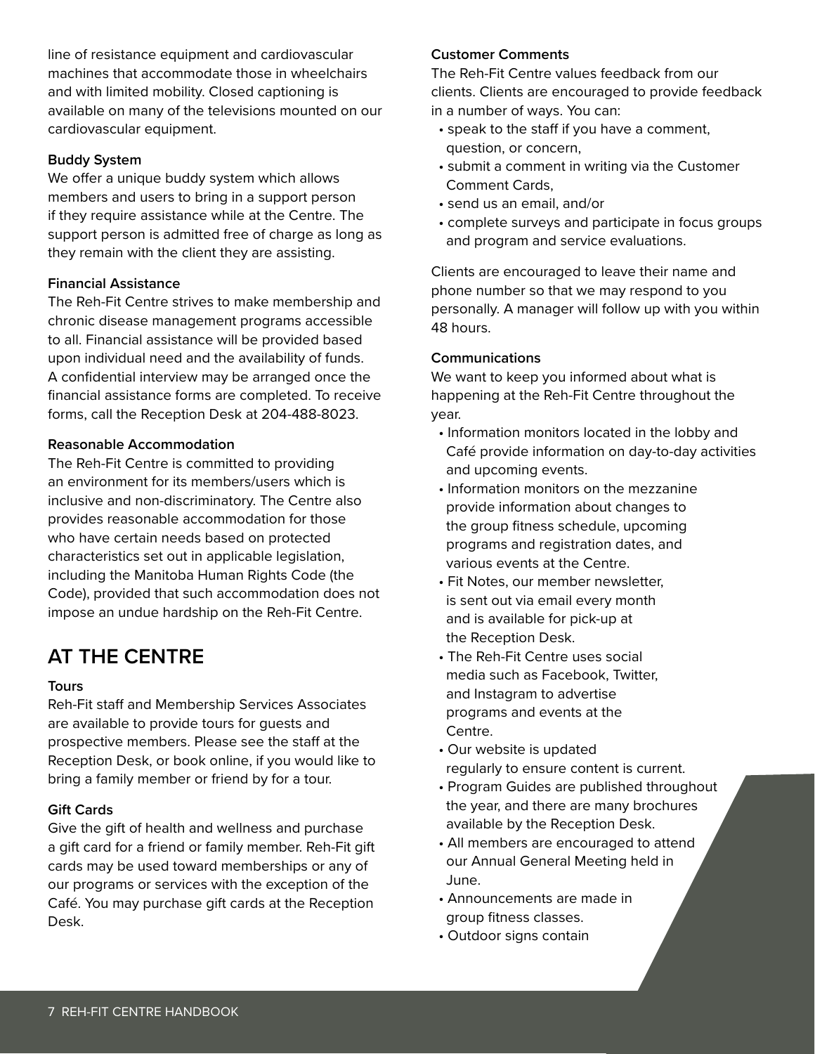line of resistance equipment and cardiovascular machines that accommodate those in wheelchairs and with limited mobility. Closed captioning is available on many of the televisions mounted on our cardiovascular equipment.

### Buddy System

We offer a unique buddy system which allows members and users to bring in a support person if they require assistance while at the Centre. The support person is admitted free of charge as long as they remain with the client they are assisting.

### Financial Assistance

The Reh-Fit Centre strives to make membership and chronic disease management programs accessible to all. Financial assistance will be provided based upon individual need and the availability of funds. A confidential interview may be arranged once the financial assistance forms are completed. To receive forms, call the Reception Desk at 204-488-8023.

### Reasonable Accommodation

The Reh-Fit Centre is committed to providing an environment for its members/users which is inclusive and non-discriminatory. The Centre also provides reasonable accommodation for those who have certain needs based on protected characteristics set out in applicable legislation, including the Manitoba Human Rights Code (the Code), provided that such accommodation does not impose an undue hardship on the Reh-Fit Centre.

## AT THE CENTRE

### Tours

Reh-Fit staff and Membership Services Associates are available to provide tours for guests and prospective members. Please see the staff at the Reception Desk, or book online, if you would like to bring a family member or friend by for a tour.

### Gift Cards

Give the gift of health and wellness and purchase a gift card for a friend or family member. Reh-Fit gift cards may be used toward memberships or any of our programs or services with the exception of the Café. You may purchase gift cards at the Reception Desk.

### Customer Comments

The Reh-Fit Centre values feedback from our clients. Clients are encouraged to provide feedback in a number of ways. You can:

- speak to the staff if you have a comment, question, or concern,
- submit a comment in writing via the Customer Comment Cards,
- send us an email, and/or
- complete surveys and participate in focus groups and program and service evaluations.

Clients are encouraged to leave their name and phone number so that we may respond to you personally. A manager will follow up with you within 48 hours.

### Communications

We want to keep you informed about what is happening at the Reh-Fit Centre throughout the year.

- Information monitors located in the lobby and Café provide information on day-to-day activities and upcoming events.
- Information monitors on the mezzanine provide information about changes to the group fitness schedule, upcoming programs and registration dates, and various events at the Centre.
- Fit Notes, our member newsletter, is sent out via email every month and is available for pick-up at the Reception Desk.
- The Reh-Fit Centre uses social media such as Facebook, Twitter, and Instagram to advertise programs and events at the Centre.
- Our website is updated regularly to ensure content is current.
- Program Guides are published throughout the year, and there are many brochures available by the Reception Desk.
- All members are encouraged to attend our Annual General Meeting held in June.
- Announcements are made in group fitness classes.
- Outdoor signs contain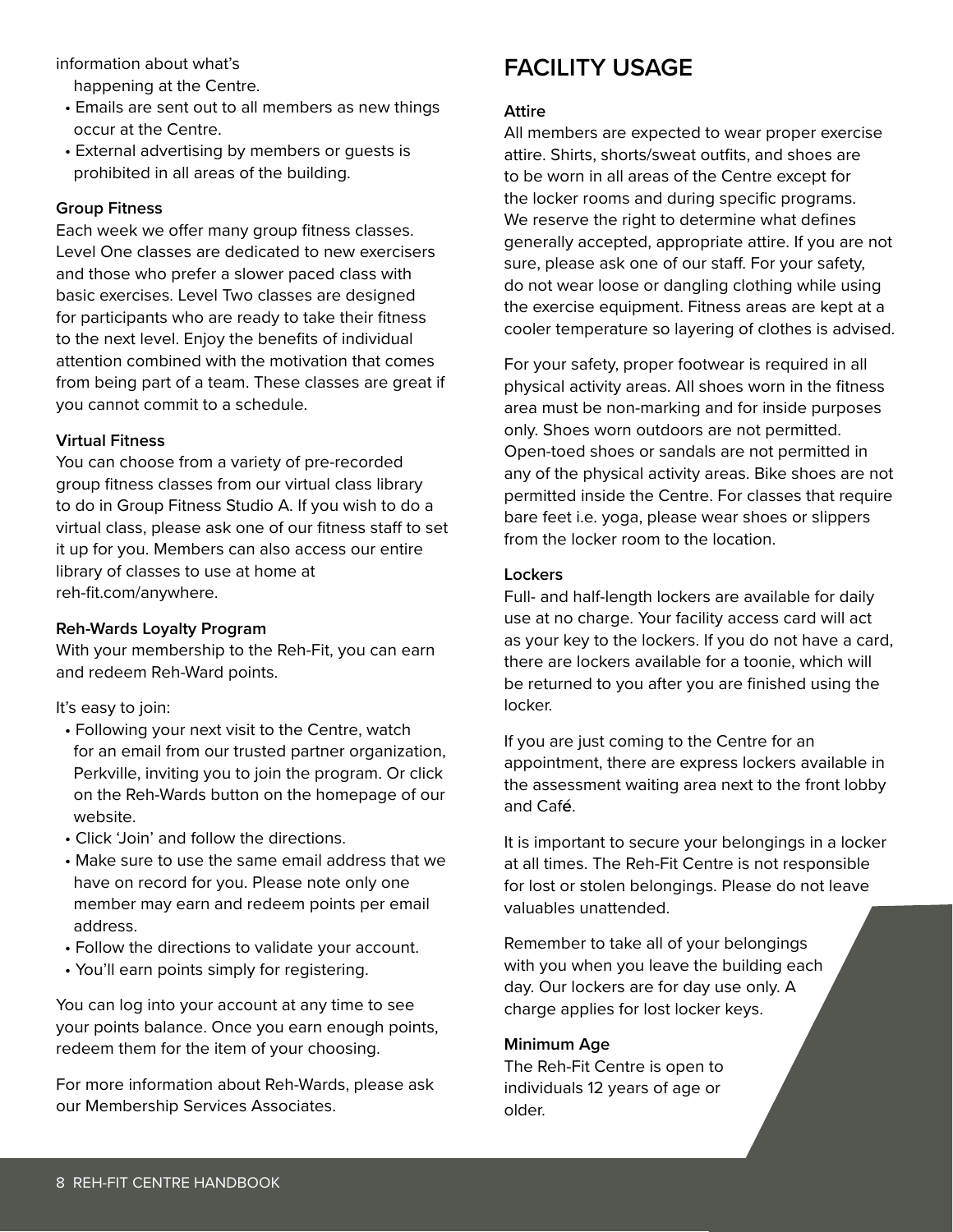information about what's happening at the Centre.
- Emails are sent out to all members as new things occur at the Centre.
- External advertising by members or guests is prohibited in all areas of the building.

**Group Fitness**

Each week we offer many group fitness classes. Level One classes are dedicated to new exercisers and those who prefer a slower paced class with basic exercises. Level Two classes are designed for participants who are ready to take their fitness to the next level. Enjoy the benefits of individual attention combined with the motivation that comes from being part of a team. These classes are great if you cannot commit to a schedule.

**Virtual Fitness**

You can choose from a variety of pre-recorded group fitness classes from our virtual class library to do in Group Fitness Studio A. If you wish to do a virtual class, please ask one of our fitness staff to set it up for you. Members can also access our entire library of classes to use at home at reh-fit.com/anywhere.

**Reh-Wards Loyalty Program**

With your membership to the Reh-Fit, you can earn and redeem Reh-Ward points.

It's easy to join:

- Following your next visit to the Centre, watch for an email from our trusted partner organization, Perkville, inviting you to join the program. Or click on the Reh-Wards button on the homepage of our website.
- Click 'Join' and follow the directions.
- Make sure to use the same email address that we have on record for you. Please note only one member may earn and redeem points per email address.
- Follow the directions to validate your account.
- You'll earn points simply for registering.

You can log into your account at any time to see your points balance. Once you earn enough points, redeem them for the item of your choosing.

For more information about Reh-Wards, please ask our Membership Services Associates.

## FACILITY USAGE

**Attire**

All members are expected to wear proper exercise attire. Shirts, shorts/sweat outfits, and shoes are to be worn in all areas of the Centre except for the locker rooms and during specific programs. We reserve the right to determine what defines generally accepted, appropriate attire. If you are not sure, please ask one of our staff. For your safety, do not wear loose or dangling clothing while using the exercise equipment. Fitness areas are kept at a cooler temperature so layering of clothes is advised.

For your safety, proper footwear is required in all physical activity areas. All shoes worn in the fitness area must be non-marking and for inside purposes only. Shoes worn outdoors are not permitted. Open-toed shoes or sandals are not permitted in any of the physical activity areas. Bike shoes are not permitted inside the Centre. For classes that require bare feet i.e. yoga, please wear shoes or slippers from the locker room to the location.

**Lockers**

Full- and half-length lockers are available for daily use at no charge. Your facility access card will act as your key to the lockers. If you do not have a card, there are lockers available for a toonie, which will be returned to you after you are finished using the locker.

If you are just coming to the Centre for an appointment, there are express lockers available in the assessment waiting area next to the front lobby and Café.

It is important to secure your belongings in a locker at all times. The Reh-Fit Centre is not responsible for lost or stolen belongings. Please do not leave valuables unattended.

Remember to take all of your belongings with you when you leave the building each day. Our lockers are for day use only. A charge applies for lost locker keys.

**Minimum Age**

The Reh-Fit Centre is open to individuals 12 years of age or older.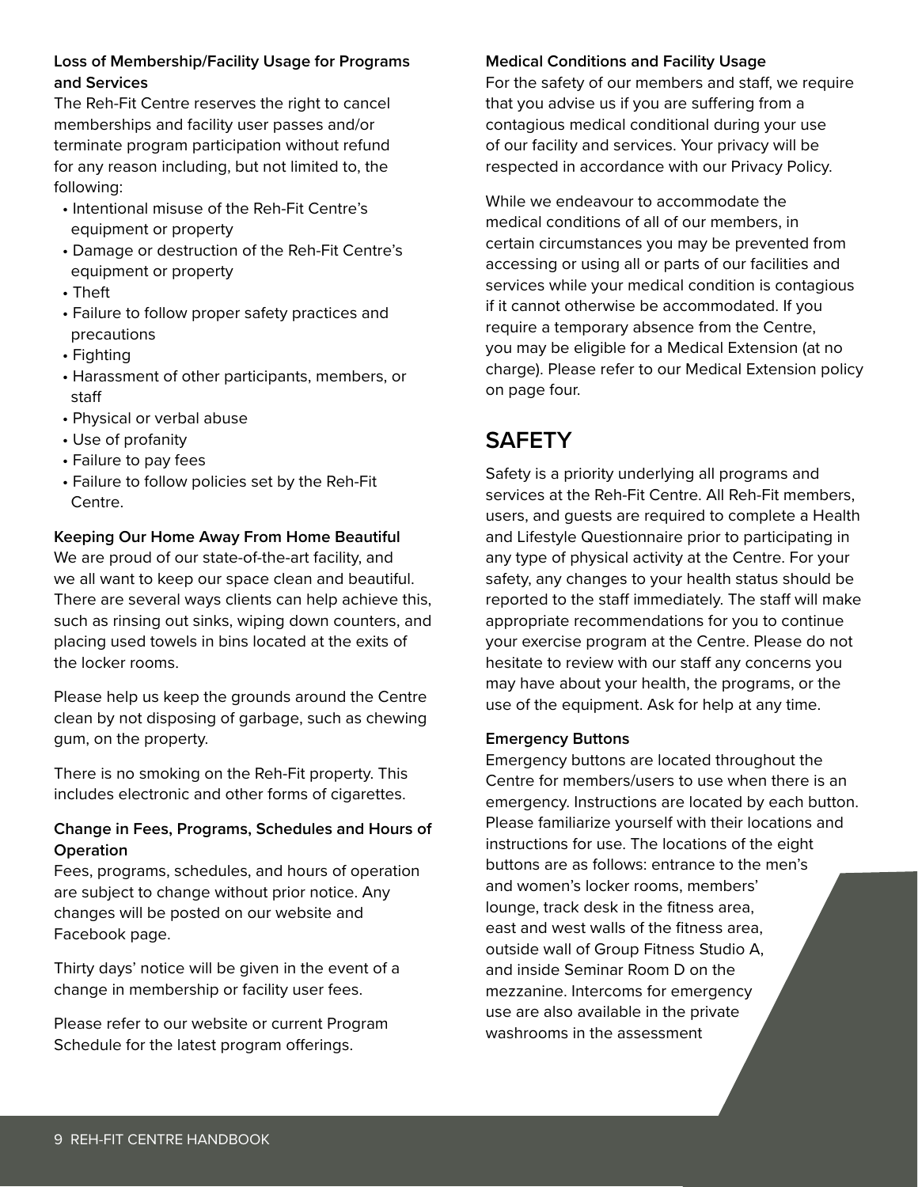**Loss of Membership/Facility Usage for Programs and Services**

The Reh-Fit Centre reserves the right to cancel memberships and facility user passes and/or terminate program participation without refund for any reason including, but not limited to, the following:

- Intentional misuse of the Reh-Fit Centre's equipment or property
- Damage or destruction of the Reh-Fit Centre's equipment or property
- Theft
- Failure to follow proper safety practices and precautions
- Fighting
- Harassment of other participants, members, or staff
- Physical or verbal abuse
- Use of profanity
- Failure to pay fees
- Failure to follow policies set by the Reh-Fit Centre.

**Keeping Our Home Away From Home Beautiful**

We are proud of our state-of-the-art facility, and we all want to keep our space clean and beautiful. There are several ways clients can help achieve this, such as rinsing out sinks, wiping down counters, and placing used towels in bins located at the exits of the locker rooms.

Please help us keep the grounds around the Centre clean by not disposing of garbage, such as chewing gum, on the property.

There is no smoking on the Reh-Fit property. This includes electronic and other forms of cigarettes.

**Change in Fees, Programs, Schedules and Hours of Operation**

Fees, programs, schedules, and hours of operation are subject to change without prior notice. Any changes will be posted on our website and Facebook page.

Thirty days' notice will be given in the event of a change in membership or facility user fees.

Please refer to our website or current Program Schedule for the latest program offerings.

**Medical Conditions and Facility Usage**

For the safety of our members and staff, we require that you advise us if you are suffering from a contagious medical conditional during your use of our facility and services. Your privacy will be respected in accordance with our Privacy Policy.

While we endeavour to accommodate the medical conditions of all of our members, in certain circumstances you may be prevented from accessing or using all or parts of our facilities and services while your medical condition is contagious if it cannot otherwise be accommodated. If you require a temporary absence from the Centre, you may be eligible for a Medical Extension (at no charge). Please refer to our Medical Extension policy on page four.

## SAFETY

Safety is a priority underlying all programs and services at the Reh-Fit Centre. All Reh-Fit members, users, and guests are required to complete a Health and Lifestyle Questionnaire prior to participating in any type of physical activity at the Centre. For your safety, any changes to your health status should be reported to the staff immediately. The staff will make appropriate recommendations for you to continue your exercise program at the Centre. Please do not hesitate to review with our staff any concerns you may have about your health, the programs, or the use of the equipment. Ask for help at any time.

**Emergency Buttons**

Emergency buttons are located throughout the Centre for members/users to use when there is an emergency. Instructions are located by each button. Please familiarize yourself with their locations and instructions for use. The locations of the eight buttons are as follows: entrance to the men's and women's locker rooms, members' lounge, track desk in the fitness area, east and west walls of the fitness area, outside wall of Group Fitness Studio A, and inside Seminar Room D on the mezzanine. Intercoms for emergency use are also available in the private washrooms in the assessment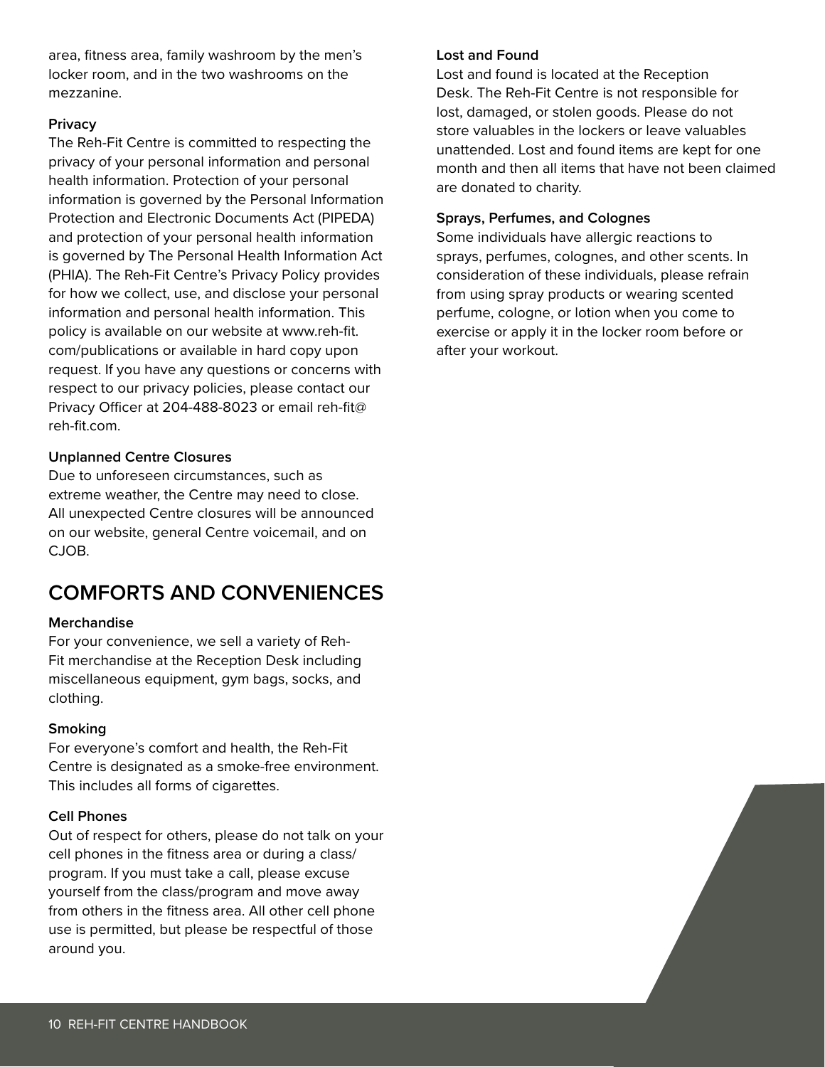area, fitness area, family washroom by the men's locker room, and in the two washrooms on the mezzanine.

**Privacy**

The Reh-Fit Centre is committed to respecting the privacy of your personal information and personal health information. Protection of your personal information is governed by the Personal Information Protection and Electronic Documents Act (PIPEDA) and protection of your personal health information is governed by The Personal Health Information Act (PHIA). The Reh-Fit Centre's Privacy Policy provides for how we collect, use, and disclose your personal information and personal health information. This policy is available on our website at www.reh-fit.com/publications or available in hard copy upon request. If you have any questions or concerns with respect to our privacy policies, please contact our Privacy Officer at 204-488-8023 or email reh-fit@reh-fit.com.

**Unplanned Centre Closures**

Due to unforeseen circumstances, such as extreme weather, the Centre may need to close. All unexpected Centre closures will be announced on our website, general Centre voicemail, and on CJOB.

## COMFORTS AND CONVENIENCES

**Merchandise**

For your convenience, we sell a variety of Reh-Fit merchandise at the Reception Desk including miscellaneous equipment, gym bags, socks, and clothing.

**Smoking**

For everyone's comfort and health, the Reh-Fit Centre is designated as a smoke-free environment. This includes all forms of cigarettes.

**Cell Phones**

Out of respect for others, please do not talk on your cell phones in the fitness area or during a class/program. If you must take a call, please excuse yourself from the class/program and move away from others in the fitness area. All other cell phone use is permitted, but please be respectful of those around you.

**Lost and Found**

Lost and found is located at the Reception Desk. The Reh-Fit Centre is not responsible for lost, damaged, or stolen goods. Please do not store valuables in the lockers or leave valuables unattended. Lost and found items are kept for one month and then all items that have not been claimed are donated to charity.

**Sprays, Perfumes, and Colognes**

Some individuals have allergic reactions to sprays, perfumes, colognes, and other scents. In consideration of these individuals, please refrain from using spray products or wearing scented perfume, cologne, or lotion when you come to exercise or apply it in the locker room before or after your workout.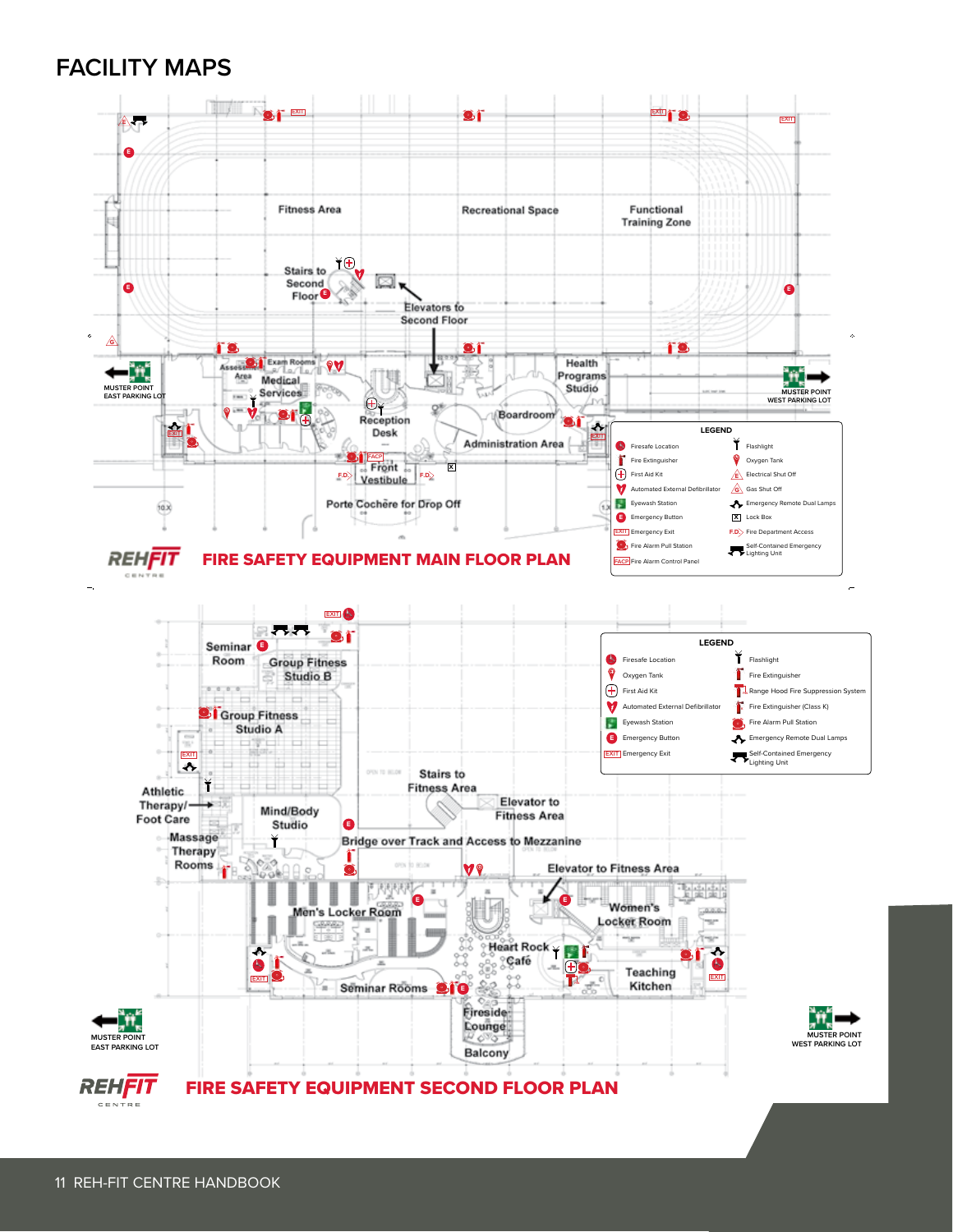# FACILITY MAPS

Fitness Area

Recreational Space

Functional Training Zone

Stairs to Second Floor

Elevators to Second Floor

Exam Rooms

Assessment Area

Medical Services

Reception Desk

Health Programs Studio

Boardroom

Administration Area

Front Vestibule

Porte Cochère for Drop Off

MUSTER POINT
EAST PARKING LOT

MUSTER POINT
WEST PARKING LOT

**LEGEND**

- Firesafe Location
- Fire Extinguisher
- First Aid Kit
- Automated External Defibrillator
- Eyewash Station
- Emergency Button
- EXIT Emergency Exit
- Fire Alarm Pull Station
- FACP Fire Alarm Control Panel
- Flashlight
- Oxygen Tank
- Electrical Shut Off
- Gas Shut Off
- Emergency Remote Dual Lamps
- Lock Box
- F.D. Fire Department Access
- Self-Contained Emergency Lighting Unit

## FIRE SAFETY EQUIPMENT MAIN FLOOR PLAN

Seminar Room

Group Fitness Studio B

Group Fitness Studio A

Athletic Therapy/Foot Care

Mind/Body Studio

Massage Therapy Rooms

Stairs to Fitness Area

Elevator to Fitness Area

Bridge over Track and Access to Mezzanine

Elevator to Fitness Area

Men's Locker Room

Women's Locker Room

Heart Rock Café

Teaching Kitchen

Seminar Rooms

Fireside Lounge

Balcony

MUSTER POINT
EAST PARKING LOT

MUSTER POINT
WEST PARKING LOT

**LEGEND**

- Firesafe Location
- Oxygen Tank
- First Aid Kit
- Automated External Defibrillator
- Eyewash Station
- Emergency Button
- EXIT Emergency Exit
- Flashlight
- Fire Extinguisher
- Range Hood Fire Suppression System
- Fire Extinguisher (Class K)
- Fire Alarm Pull Station
- Emergency Remote Dual Lamps
- Self-Contained Emergency Lighting Unit

## FIRE SAFETY EQUIPMENT SECOND FLOOR PLAN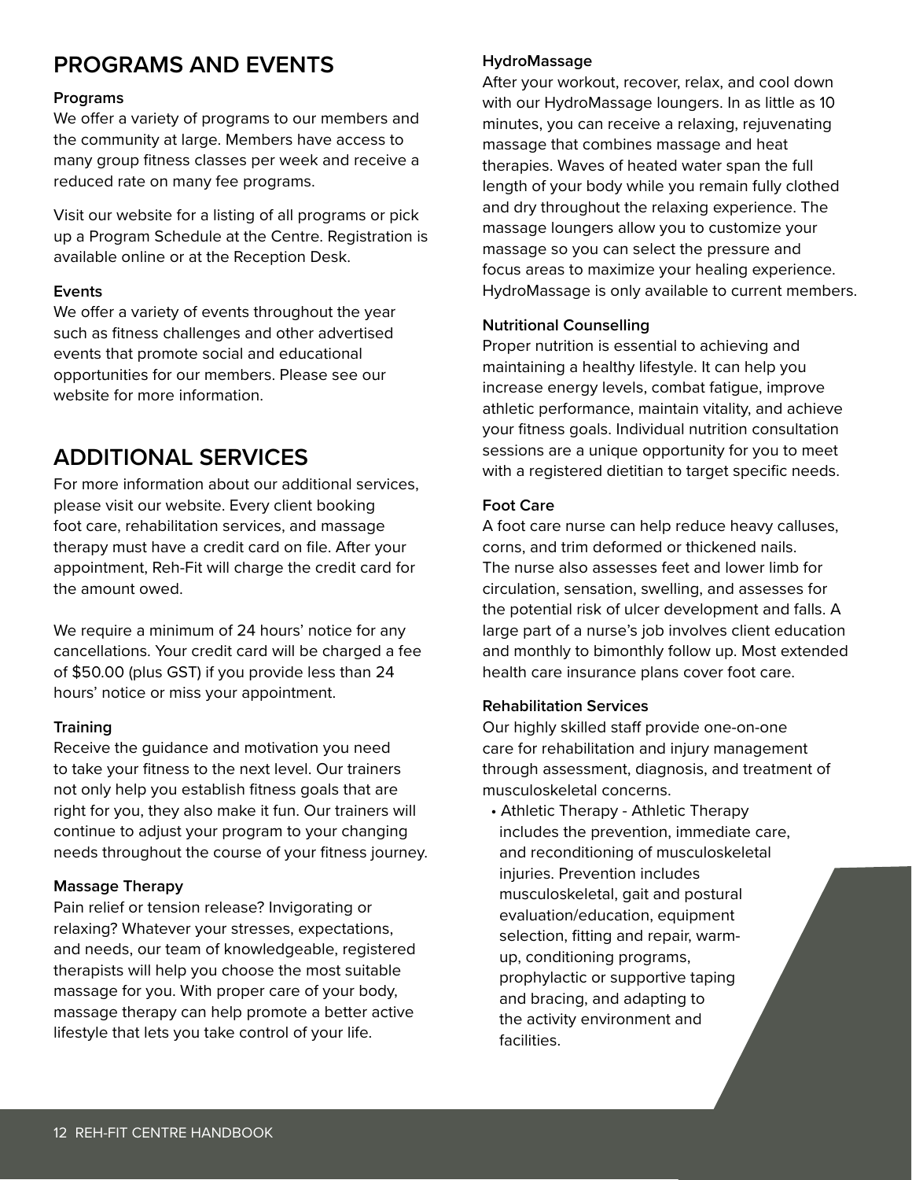## PROGRAMS AND EVENTS

### Programs

We offer a variety of programs to our members and the community at large. Members have access to many group fitness classes per week and receive a reduced rate on many fee programs.

Visit our website for a listing of all programs or pick up a Program Schedule at the Centre. Registration is available online or at the Reception Desk.

### Events

We offer a variety of events throughout the year such as fitness challenges and other advertised events that promote social and educational opportunities for our members. Please see our website for more information.

## ADDITIONAL SERVICES

For more information about our additional services, please visit our website. Every client booking foot care, rehabilitation services, and massage therapy must have a credit card on file. After your appointment, Reh-Fit will charge the credit card for the amount owed.

We require a minimum of 24 hours' notice for any cancellations. Your credit card will be charged a fee of $50.00 (plus GST) if you provide less than 24 hours' notice or miss your appointment.

### Training

Receive the guidance and motivation you need to take your fitness to the next level. Our trainers not only help you establish fitness goals that are right for you, they also make it fun. Our trainers will continue to adjust your program to your changing needs throughout the course of your fitness journey.

### Massage Therapy

Pain relief or tension release? Invigorating or relaxing? Whatever your stresses, expectations, and needs, our team of knowledgeable, registered therapists will help you choose the most suitable massage for you. With proper care of your body, massage therapy can help promote a better active lifestyle that lets you take control of your life.

### HydroMassage

After your workout, recover, relax, and cool down with our HydroMassage loungers. In as little as 10 minutes, you can receive a relaxing, rejuvenating massage that combines massage and heat therapies. Waves of heated water span the full length of your body while you remain fully clothed and dry throughout the relaxing experience. The massage loungers allow you to customize your massage so you can select the pressure and focus areas to maximize your healing experience. HydroMassage is only available to current members.

### Nutritional Counselling

Proper nutrition is essential to achieving and maintaining a healthy lifestyle. It can help you increase energy levels, combat fatigue, improve athletic performance, maintain vitality, and achieve your fitness goals. Individual nutrition consultation sessions are a unique opportunity for you to meet with a registered dietitian to target specific needs.

### Foot Care

A foot care nurse can help reduce heavy calluses, corns, and trim deformed or thickened nails. The nurse also assesses feet and lower limb for circulation, sensation, swelling, and assesses for the potential risk of ulcer development and falls. A large part of a nurse's job involves client education and monthly to bimonthly follow up. Most extended health care insurance plans cover foot care.

### Rehabilitation Services

Our highly skilled staff provide one-on-one care for rehabilitation and injury management through assessment, diagnosis, and treatment of musculoskeletal concerns.

- Athletic Therapy - Athletic Therapy includes the prevention, immediate care, and reconditioning of musculoskeletal injuries. Prevention includes musculoskeletal, gait and postural evaluation/education, equipment selection, fitting and repair, warm-up, conditioning programs, prophylactic or supportive taping and bracing, and adapting to the activity environment and facilities.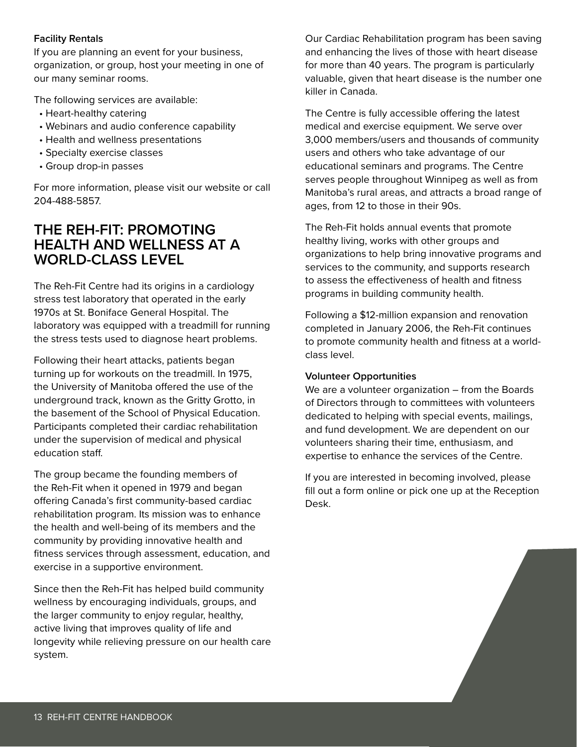**Facility Rentals**

If you are planning an event for your business, organization, or group, host your meeting in one of our many seminar rooms.

The following services are available:

- Heart-healthy catering
- Webinars and audio conference capability
- Health and wellness presentations
- Specialty exercise classes
- Group drop-in passes

For more information, please visit our website or call 204-488-5857.

## THE REH-FIT: PROMOTING HEALTH AND WELLNESS AT A WORLD-CLASS LEVEL

The Reh-Fit Centre had its origins in a cardiology stress test laboratory that operated in the early 1970s at St. Boniface General Hospital. The laboratory was equipped with a treadmill for running the stress tests used to diagnose heart problems.

Following their heart attacks, patients began turning up for workouts on the treadmill. In 1975, the University of Manitoba offered the use of the underground track, known as the Gritty Grotto, in the basement of the School of Physical Education. Participants completed their cardiac rehabilitation under the supervision of medical and physical education staff.

The group became the founding members of the Reh-Fit when it opened in 1979 and began offering Canada's first community-based cardiac rehabilitation program. Its mission was to enhance the health and well-being of its members and the community by providing innovative health and fitness services through assessment, education, and exercise in a supportive environment.

Since then the Reh-Fit has helped build community wellness by encouraging individuals, groups, and the larger community to enjoy regular, healthy, active living that improves quality of life and longevity while relieving pressure on our health care system.

Our Cardiac Rehabilitation program has been saving and enhancing the lives of those with heart disease for more than 40 years. The program is particularly valuable, given that heart disease is the number one killer in Canada.

The Centre is fully accessible offering the latest medical and exercise equipment. We serve over 3,000 members/users and thousands of community users and others who take advantage of our educational seminars and programs. The Centre serves people throughout Winnipeg as well as from Manitoba's rural areas, and attracts a broad range of ages, from 12 to those in their 90s.

The Reh-Fit holds annual events that promote healthy living, works with other groups and organizations to help bring innovative programs and services to the community, and supports research to assess the effectiveness of health and fitness programs in building community health.

Following a $12-million expansion and renovation completed in January 2006, the Reh-Fit continues to promote community health and fitness at a world-class level.

**Volunteer Opportunities**

We are a volunteer organization – from the Boards of Directors through to committees with volunteers dedicated to helping with special events, mailings, and fund development. We are dependent on our volunteers sharing their time, enthusiasm, and expertise to enhance the services of the Centre.

If you are interested in becoming involved, please fill out a form online or pick one up at the Reception Desk.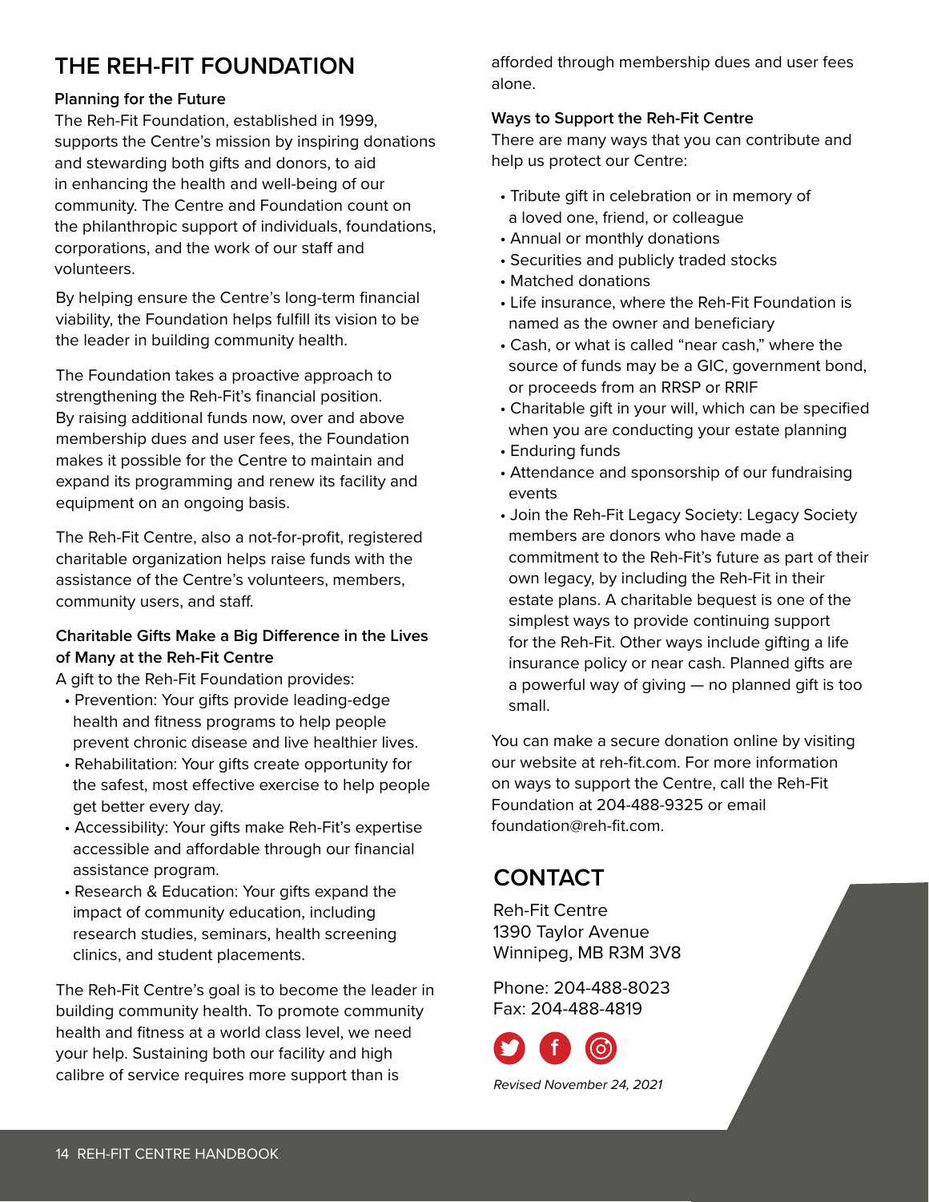# THE REH-FIT FOUNDATION

**Planning for the Future**

The Reh-Fit Foundation, established in 1999, supports the Centre's mission by inspiring donations and stewarding both gifts and donors, to aid in enhancing the health and well-being of our community. The Centre and Foundation count on the philanthropic support of individuals, foundations, corporations, and the work of our staff and volunteers.

By helping ensure the Centre's long-term financial viability, the Foundation helps fulfill its vision to be the leader in building community health.

The Foundation takes a proactive approach to strengthening the Reh-Fit's financial position. By raising additional funds now, over and above membership dues and user fees, the Foundation makes it possible for the Centre to maintain and expand its programming and renew its facility and equipment on an ongoing basis.

The Reh-Fit Centre, also a not-for-profit, registered charitable organization helps raise funds with the assistance of the Centre's volunteers, members, community users, and staff.

**Charitable Gifts Make a Big Difference in the Lives of Many at the Reh-Fit Centre**

A gift to the Reh-Fit Foundation provides:

- Prevention: Your gifts provide leading-edge health and fitness programs to help people prevent chronic disease and live healthier lives.
- Rehabilitation: Your gifts create opportunity for the safest, most effective exercise to help people get better every day.
- Accessibility: Your gifts make Reh-Fit's expertise accessible and affordable through our financial assistance program.
- Research & Education: Your gifts expand the impact of community education, including research studies, seminars, health screening clinics, and student placements.

The Reh-Fit Centre's goal is to become the leader in building community health. To promote community health and fitness at a world class level, we need your help. Sustaining both our facility and high calibre of service requires more support than is afforded through membership dues and user fees alone.

**Ways to Support the Reh-Fit Centre**

There are many ways that you can contribute and help us protect our Centre:

- Tribute gift in celebration or in memory of a loved one, friend, or colleague
- Annual or monthly donations
- Securities and publicly traded stocks
- Matched donations
- Life insurance, where the Reh-Fit Foundation is named as the owner and beneficiary
- Cash, or what is called "near cash," where the source of funds may be a GIC, government bond, or proceeds from an RRSP or RRIF
- Charitable gift in your will, which can be specified when you are conducting your estate planning
- Enduring funds
- Attendance and sponsorship of our fundraising events
- Join the Reh-Fit Legacy Society: Legacy Society members are donors who have made a commitment to the Reh-Fit's future as part of their own legacy, by including the Reh-Fit in their estate plans. A charitable bequest is one of the simplest ways to provide continuing support for the Reh-Fit. Other ways include gifting a life insurance policy or near cash. Planned gifts are a powerful way of giving — no planned gift is too small.

You can make a secure donation online by visiting our website at reh-fit.com. For more information on ways to support the Centre, call the Reh-Fit Foundation at 204-488-9325 or email foundation@reh-fit.com.

# CONTACT

Reh-Fit Centre
1390 Taylor Avenue
Winnipeg, MB R3M 3V8

Phone: 204-488-8023
Fax: 204-488-4819

*Revised November 24, 2021*